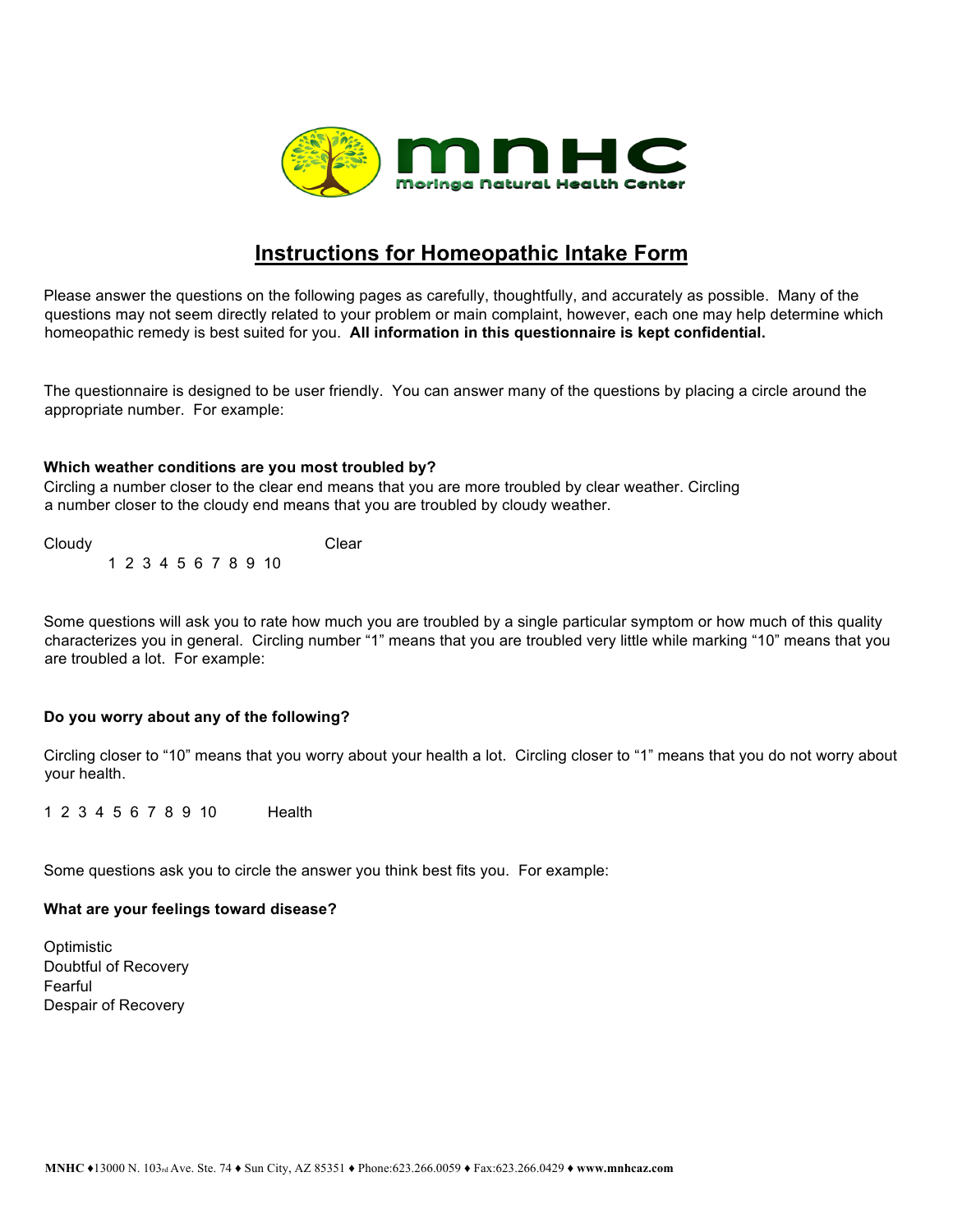MNHC
Moringa Natural Health Center

# Instructions for Homeopathic Intake Form

Please answer the questions on the following pages as carefully, thoughtfully, and accurately as possible. Many of the questions may not seem directly related to your problem or main complaint, however, each one may help determine which homeopathic remedy is best suited for you. **All information in this questionnaire is kept confidential.**

The questionnaire is designed to be user friendly. You can answer many of the questions by placing a circle around the appropriate number. For example:

**Which weather conditions are you most troubled by?**
Circling a number closer to the clear end means that you are more troubled by clear weather. Circling a number closer to the cloudy end means that you are troubled by cloudy weather.

Cloudy Clear
1 2 3 4 5 6 7 8 9 10

Some questions will ask you to rate how much you are troubled by a single particular symptom or how much of this quality characterizes you in general. Circling number "1" means that you are troubled very little while marking "10" means that you are troubled a lot. For example:

**Do you worry about any of the following?**

Circling closer to "10" means that you worry about your health a lot. Circling closer to "1" means that you do not worry about your health.

1 2 3 4 5 6 7 8 9 10 Health

Some questions ask you to circle the answer you think best fits you. For example:

**What are your feelings toward disease?**

Optimistic
Doubtful of Recovery
Fearful
Despair of Recovery

**MNHC** ♦13000 N. 103rd Ave. Ste. 74 ♦ Sun City, AZ 85351 ♦ Phone:623.266.0059 ♦ Fax:623.266.0429 ♦ **www.mnhcaz.com**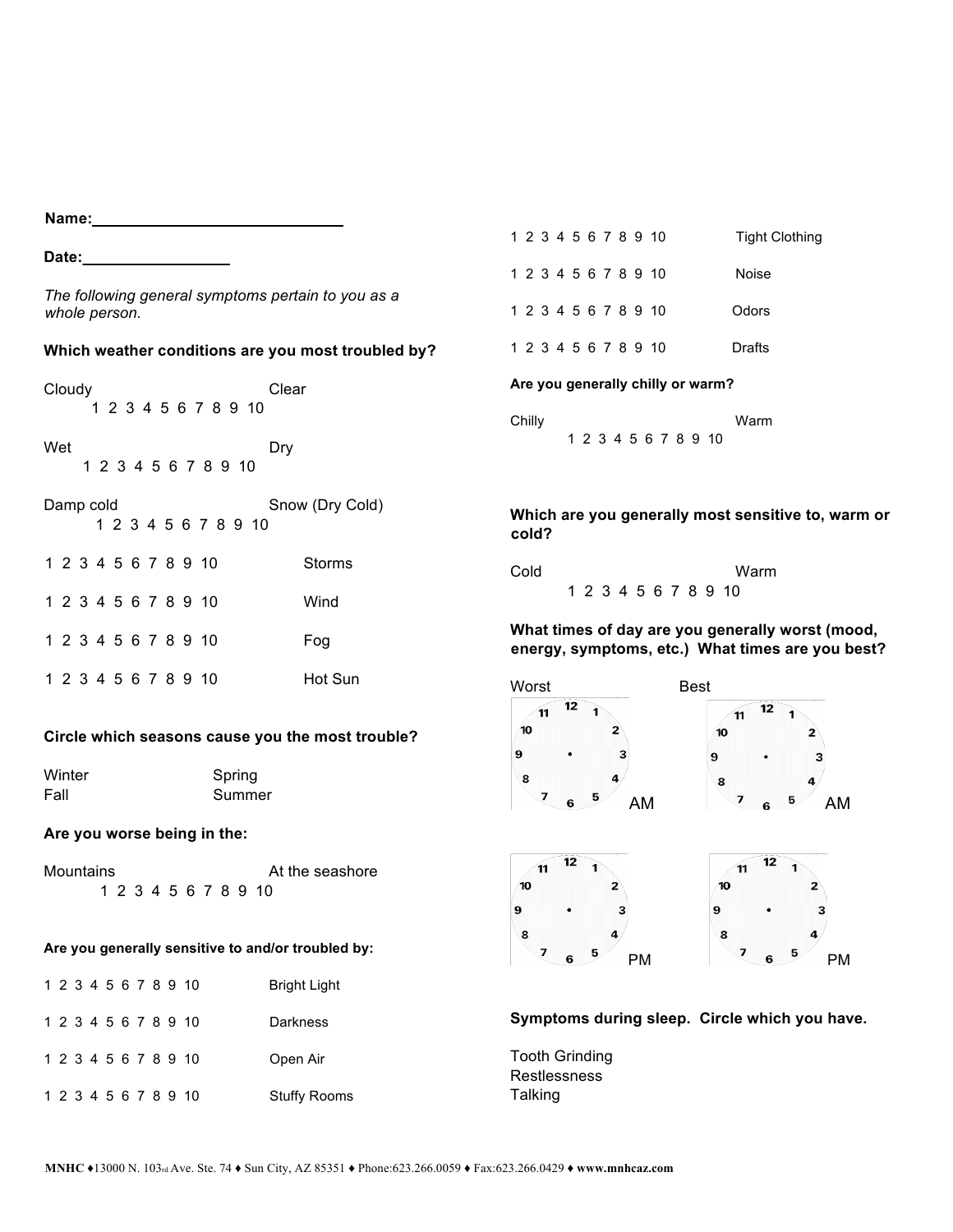**Name:** ______________________________

**Date:** _________________

*The following general symptoms pertain to you as a whole person.*

**Which weather conditions are you most troubled by?**

Cloudy 1 2 3 4 5 6 7 8 9 10 Clear

Wet 1 2 3 4 5 6 7 8 9 10 Dry

Damp cold 1 2 3 4 5 6 7 8 9 10 Snow (Dry Cold)

1 2 3 4 5 6 7 8 9 10 Storms

1 2 3 4 5 6 7 8 9 10 Wind

1 2 3 4 5 6 7 8 9 10 Fog

1 2 3 4 5 6 7 8 9 10 Hot Sun

**Circle which seasons cause you the most trouble?**

Winter Spring
Fall Summer

**Are you worse being in the:**

Mountains 1 2 3 4 5 6 7 8 9 10 At the seashore

**Are you generally sensitive to and/or troubled by:**

1 2 3 4 5 6 7 8 9 10 Bright Light

1 2 3 4 5 6 7 8 9 10 Darkness

1 2 3 4 5 6 7 8 9 10 Open Air

1 2 3 4 5 6 7 8 9 10 Stuffy Rooms

1 2 3 4 5 6 7 8 9 10 Tight Clothing

1 2 3 4 5 6 7 8 9 10 Noise

1 2 3 4 5 6 7 8 9 10 Odors

1 2 3 4 5 6 7 8 9 10 Drafts

**Are you generally chilly or warm?**

Chilly 1 2 3 4 5 6 7 8 9 10 Warm

**Which are you generally most sensitive to, warm or cold?**

Cold 1 2 3 4 5 6 7 8 9 10 Warm

**What times of day are you generally worst (mood, energy, symptoms, etc.) What times are you best?**

Worst — AM / PM

Best — AM / PM

**Symptoms during sleep. Circle which you have.**

Tooth Grinding
Restlessness
Talking

MNHC ♦13000 N. 103rd Ave. Ste. 74 ♦ Sun City, AZ 85351 ♦ Phone:623.266.0059 ♦ Fax:623.266.0429 ♦ www.mnhcaz.com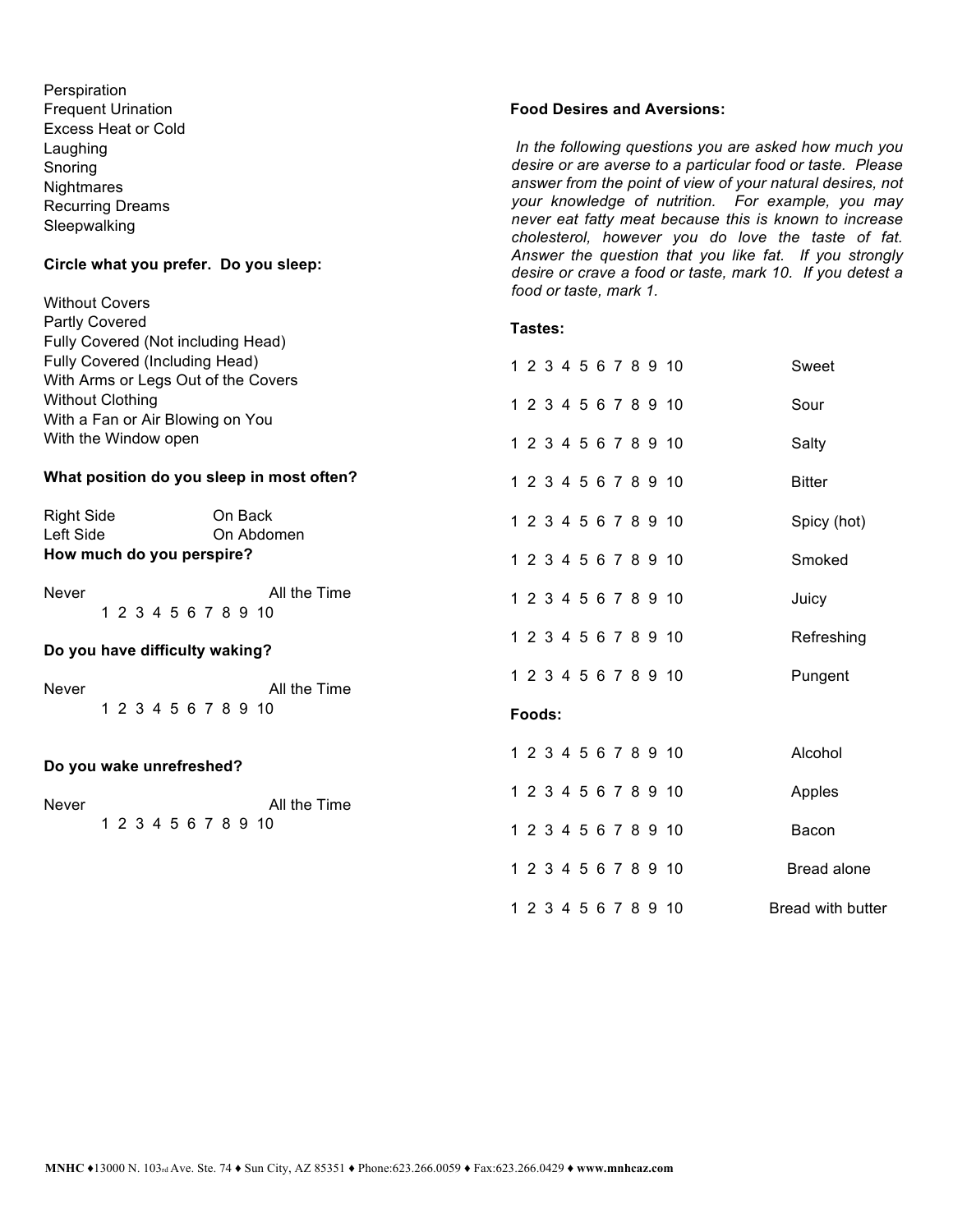Perspiration
Frequent Urination
Excess Heat or Cold
Laughing
Snoring
Nightmares
Recurring Dreams
Sleepwalking

**Circle what you prefer. Do you sleep:**

Without Covers
Partly Covered
Fully Covered (Not including Head)
Fully Covered (Including Head)
With Arms or Legs Out of the Covers
Without Clothing
With a Fan or Air Blowing on You
With the Window open

**What position do you sleep in most often?**

Right Side On Back
Left Side On Abdomen

**How much do you perspire?**

Never All the Time
1 2 3 4 5 6 7 8 9 10

**Do you have difficulty waking?**

Never All the Time
1 2 3 4 5 6 7 8 9 10

**Do you wake unrefreshed?**

Never All the Time
1 2 3 4 5 6 7 8 9 10

**Food Desires and Aversions:**

*In the following questions you are asked how much you desire or are averse to a particular food or taste. Please answer from the point of view of your natural desires, not your knowledge of nutrition. For example, you may never eat fatty meat because this is known to increase cholesterol, however you do love the taste of fat. Answer the question that you like fat. If you strongly desire or crave a food or taste, mark 10. If you detest a food or taste, mark 1.*

**Tastes:**

| Scale | Taste |
|---|---|
| 1 2 3 4 5 6 7 8 9 10 | Sweet |
| 1 2 3 4 5 6 7 8 9 10 | Sour |
| 1 2 3 4 5 6 7 8 9 10 | Salty |
| 1 2 3 4 5 6 7 8 9 10 | Bitter |
| 1 2 3 4 5 6 7 8 9 10 | Spicy (hot) |
| 1 2 3 4 5 6 7 8 9 10 | Smoked |
| 1 2 3 4 5 6 7 8 9 10 | Juicy |
| 1 2 3 4 5 6 7 8 9 10 | Refreshing |
| 1 2 3 4 5 6 7 8 9 10 | Pungent |

**Foods:**

| Scale | Food |
|---|---|
| 1 2 3 4 5 6 7 8 9 10 | Alcohol |
| 1 2 3 4 5 6 7 8 9 10 | Apples |
| 1 2 3 4 5 6 7 8 9 10 | Bacon |
| 1 2 3 4 5 6 7 8 9 10 | Bread alone |
| 1 2 3 4 5 6 7 8 9 10 | Bread with butter |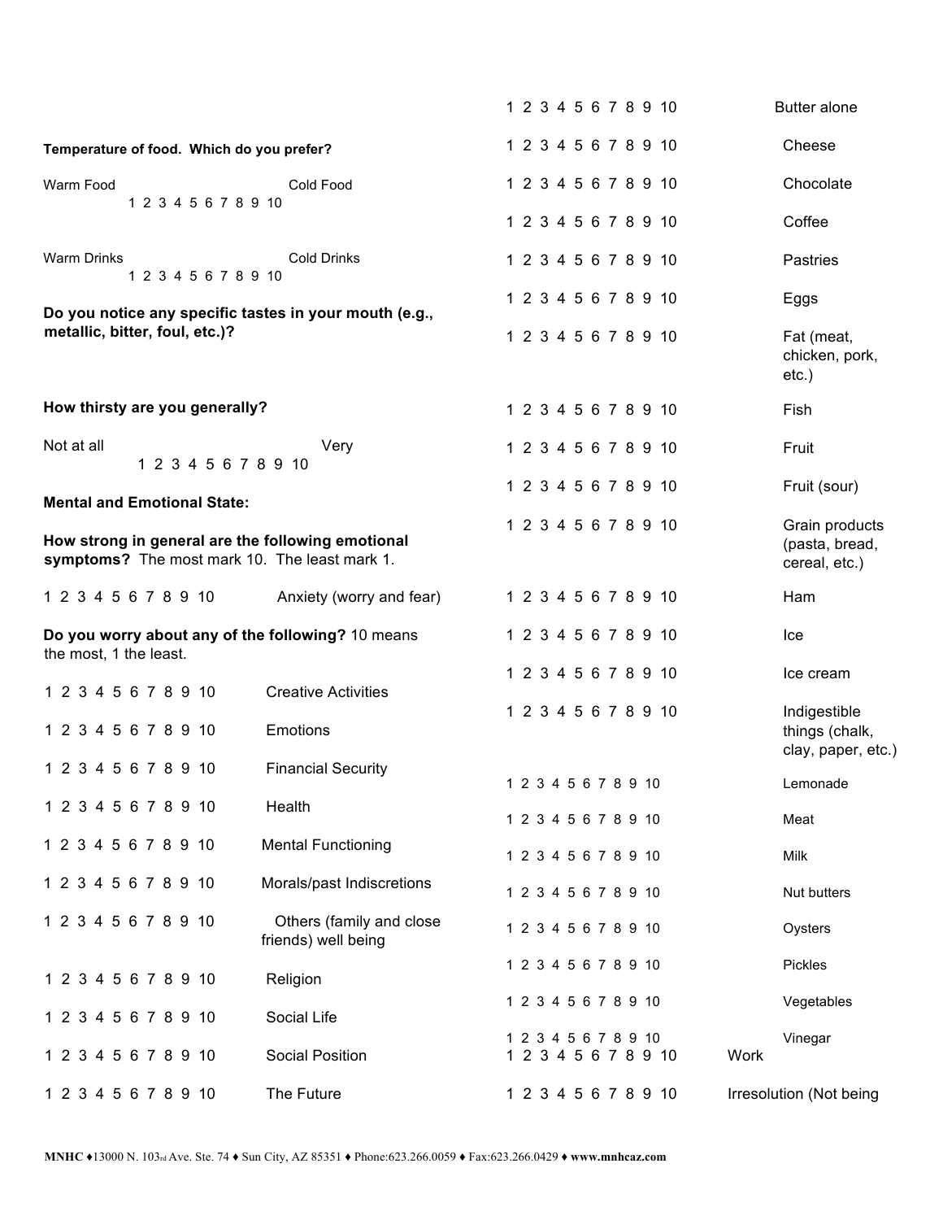**Temperature of food. Which do you prefer?**

Warm Food 1 2 3 4 5 6 7 8 9 10 Cold Food

Warm Drinks 1 2 3 4 5 6 7 8 9 10 Cold Drinks

**Do you notice any specific tastes in your mouth (e.g., metallic, bitter, foul, etc.)?**

**How thirsty are you generally?**

Not at all 1 2 3 4 5 6 7 8 9 10 Very

**Mental and Emotional State:**

**How strong in general are the following emotional symptoms?** The most mark 10. The least mark 1.

1 2 3 4 5 6 7 8 9 10 Anxiety (worry and fear)

**Do you worry about any of the following?** 10 means the most, 1 the least.

1 2 3 4 5 6 7 8 9 10 Creative Activities

1 2 3 4 5 6 7 8 9 10 Emotions

1 2 3 4 5 6 7 8 9 10 Financial Security

1 2 3 4 5 6 7 8 9 10 Health

1 2 3 4 5 6 7 8 9 10 Mental Functioning

1 2 3 4 5 6 7 8 9 10 Morals/past Indiscretions

1 2 3 4 5 6 7 8 9 10 Others (family and close friends) well being

1 2 3 4 5 6 7 8 9 10 Religion

1 2 3 4 5 6 7 8 9 10 Social Life

1 2 3 4 5 6 7 8 9 10 Social Position

1 2 3 4 5 6 7 8 9 10 The Future

1 2 3 4 5 6 7 8 9 10 Butter alone

1 2 3 4 5 6 7 8 9 10 Cheese

1 2 3 4 5 6 7 8 9 10 Chocolate

1 2 3 4 5 6 7 8 9 10 Coffee

1 2 3 4 5 6 7 8 9 10 Pastries

1 2 3 4 5 6 7 8 9 10 Eggs

1 2 3 4 5 6 7 8 9 10 Fat (meat, chicken, pork, etc.)

1 2 3 4 5 6 7 8 9 10 Fish

1 2 3 4 5 6 7 8 9 10 Fruit

1 2 3 4 5 6 7 8 9 10 Fruit (sour)

1 2 3 4 5 6 7 8 9 10 Grain products (pasta, bread, cereal, etc.)

1 2 3 4 5 6 7 8 9 10 Ham

1 2 3 4 5 6 7 8 9 10 Ice

1 2 3 4 5 6 7 8 9 10 Ice cream

1 2 3 4 5 6 7 8 9 10 Indigestible things (chalk, clay, paper, etc.)

1 2 3 4 5 6 7 8 9 10 Lemonade

1 2 3 4 5 6 7 8 9 10 Meat

1 2 3 4 5 6 7 8 9 10 Milk

1 2 3 4 5 6 7 8 9 10 Nut butters

1 2 3 4 5 6 7 8 9 10 Oysters

1 2 3 4 5 6 7 8 9 10 Pickles

1 2 3 4 5 6 7 8 9 10 Vegetables

1 2 3 4 5 6 7 8 9 10 Vinegar

1 2 3 4 5 6 7 8 9 10 Work

1 2 3 4 5 6 7 8 9 10 Irresolution (Not being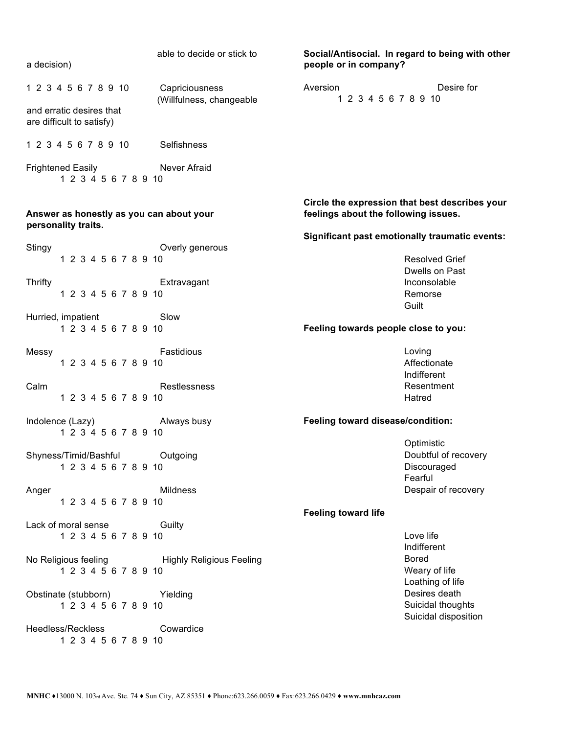able to decide or stick to a decision)

1 2 3 4 5 6 7 8 9 10 Capriciousness (Willfulness, changeable and erratic desires that are difficult to satisfy)

1 2 3 4 5 6 7 8 9 10 Selfishness

Frightened Easily — Never Afraid
1 2 3 4 5 6 7 8 9 10

**Answer as honestly as you can about your personality traits.**

Stingy — Overly generous
1 2 3 4 5 6 7 8 9 10

Thrifty — Extravagant
1 2 3 4 5 6 7 8 9 10

Hurried, impatient — Slow
1 2 3 4 5 6 7 8 9 10

Messy — Fastidious
1 2 3 4 5 6 7 8 9 10

Calm — Restlessness
1 2 3 4 5 6 7 8 9 10

Indolence (Lazy) — Always busy
1 2 3 4 5 6 7 8 9 10

Shyness/Timid/Bashful — Outgoing
1 2 3 4 5 6 7 8 9 10

Anger — Mildness
1 2 3 4 5 6 7 8 9 10

Lack of moral sense — Guilty
1 2 3 4 5 6 7 8 9 10

No Religious feeling — Highly Religious Feeling
1 2 3 4 5 6 7 8 9 10

Obstinate (stubborn) — Yielding
1 2 3 4 5 6 7 8 9 10

Heedless/Reckless — Cowardice
1 2 3 4 5 6 7 8 9 10

**Social/Antisocial. In regard to being with other people or in company?**

Aversion — Desire for
1 2 3 4 5 6 7 8 9 10

**Circle the expression that best describes your feelings about the following issues.**

**Significant past emotionally traumatic events:**

- Resolved Grief
- Dwells on Past
- Inconsolable
- Remorse
- Guilt

**Feeling towards people close to you:**

- Loving
- Affectionate
- Indifferent
- Resentment
- Hatred

**Feeling toward disease/condition:**

- Optimistic
- Doubtful of recovery
- Discouraged
- Fearful
- Despair of recovery

**Feeling toward life**

- Love life
- Indifferent
- Bored
- Weary of life
- Loathing of life
- Desires death
- Suicidal thoughts
- Suicidal disposition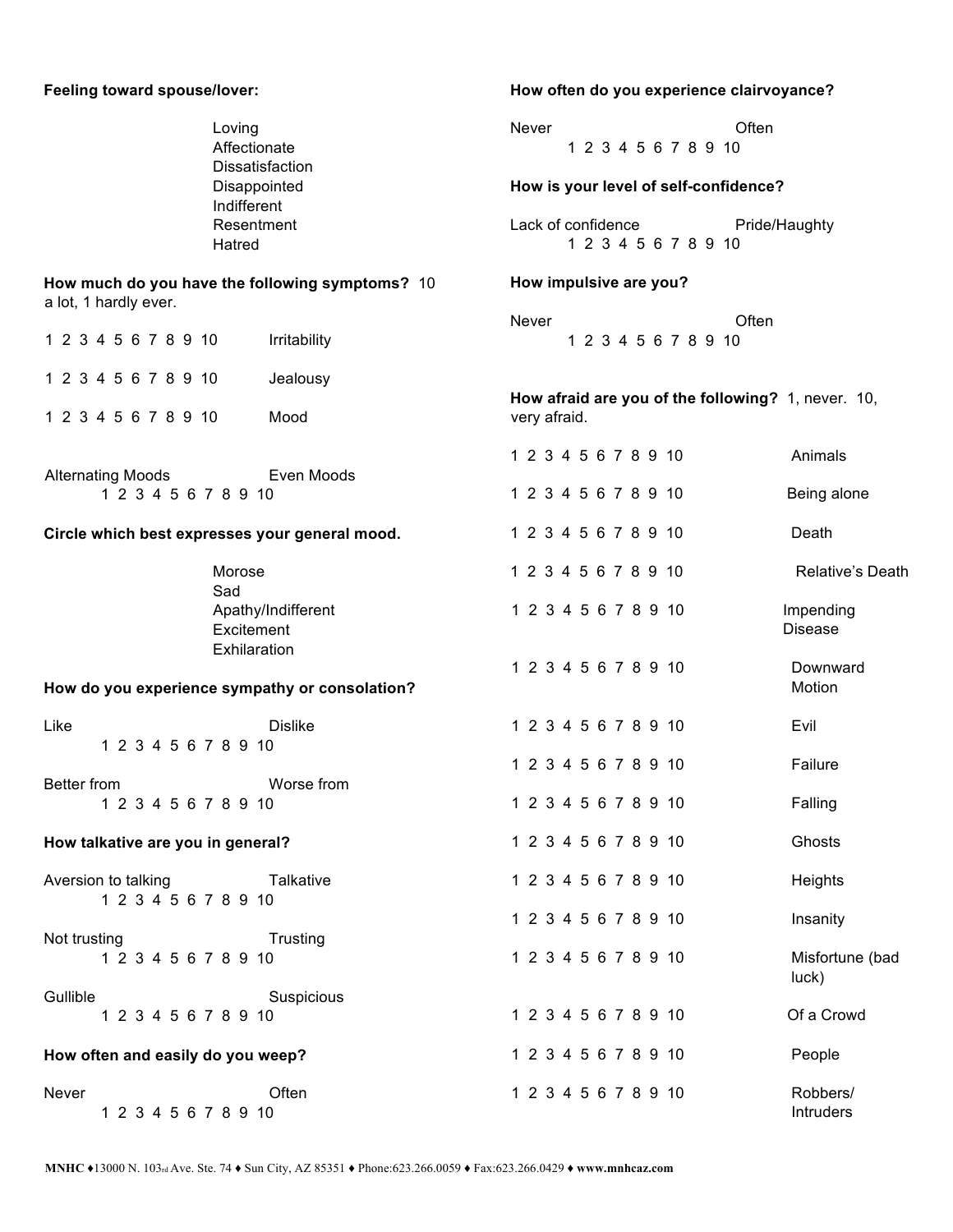**Feeling toward spouse/lover:**

Loving
Affectionate
Dissatisfaction
Disappointed
Indifferent
Resentment
Hatred

**How much do you have the following symptoms?** 10 a lot, 1 hardly ever.

1 2 3 4 5 6 7 8 9 10 Irritability

1 2 3 4 5 6 7 8 9 10 Jealousy

1 2 3 4 5 6 7 8 9 10 Mood

Alternating Moods — Even Moods
1 2 3 4 5 6 7 8 9 10

**Circle which best expresses your general mood.**

Morose
Sad
Apathy/Indifferent
Excitement
Exhilaration

**How do you experience sympathy or consolation?**

Like — Dislike
1 2 3 4 5 6 7 8 9 10

Better from — Worse from
1 2 3 4 5 6 7 8 9 10

**How talkative are you in general?**

Aversion to talking — Talkative
1 2 3 4 5 6 7 8 9 10

Not trusting — Trusting
1 2 3 4 5 6 7 8 9 10

Gullible — Suspicious
1 2 3 4 5 6 7 8 9 10

**How often and easily do you weep?**

Never — Often
1 2 3 4 5 6 7 8 9 10

**How often do you experience clairvoyance?**

Never — Often
1 2 3 4 5 6 7 8 9 10

**How is your level of self-confidence?**

Lack of confidence — Pride/Haughty
1 2 3 4 5 6 7 8 9 10

**How impulsive are you?**

Never — Often
1 2 3 4 5 6 7 8 9 10

**How afraid are you of the following?** 1, never. 10, very afraid.

1 2 3 4 5 6 7 8 9 10 Animals

1 2 3 4 5 6 7 8 9 10 Being alone

1 2 3 4 5 6 7 8 9 10 Death

1 2 3 4 5 6 7 8 9 10 Relative's Death

1 2 3 4 5 6 7 8 9 10 Impending Disease

1 2 3 4 5 6 7 8 9 10 Downward Motion

1 2 3 4 5 6 7 8 9 10 Evil

1 2 3 4 5 6 7 8 9 10 Failure

1 2 3 4 5 6 7 8 9 10 Falling

1 2 3 4 5 6 7 8 9 10 Ghosts

1 2 3 4 5 6 7 8 9 10 Heights

1 2 3 4 5 6 7 8 9 10 Insanity

1 2 3 4 5 6 7 8 9 10 Misfortune (bad luck)

1 2 3 4 5 6 7 8 9 10 Of a Crowd

1 2 3 4 5 6 7 8 9 10 People

1 2 3 4 5 6 7 8 9 10 Robbers/ Intruders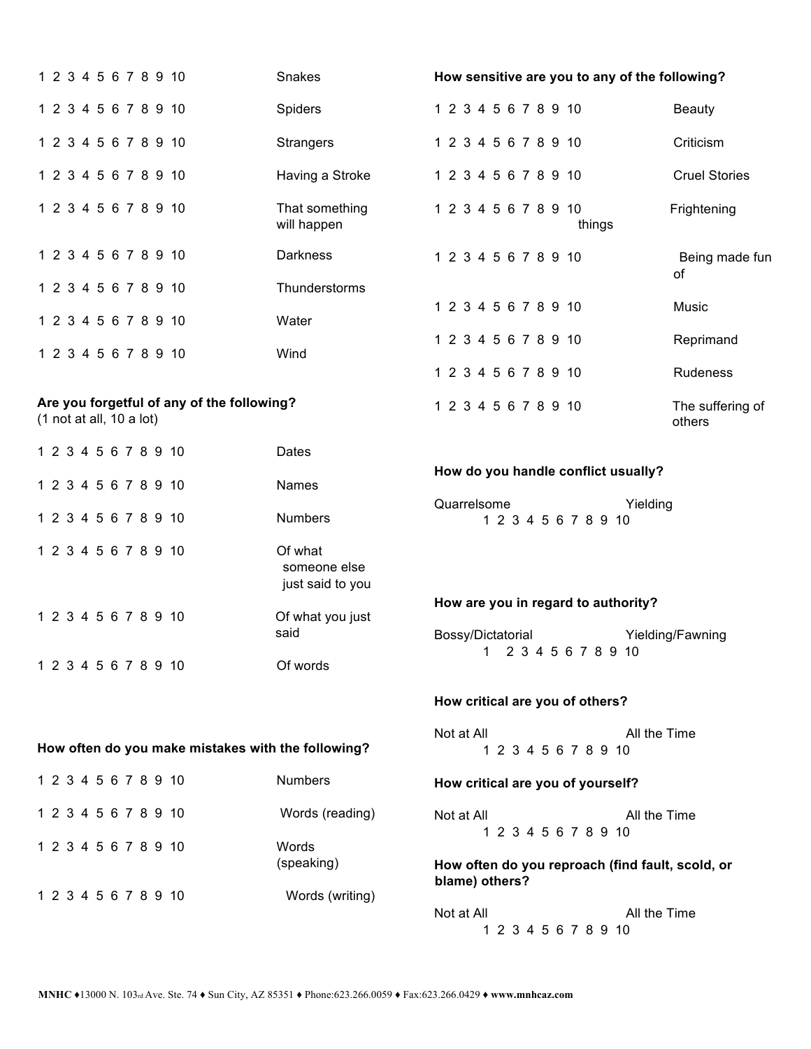| | |
|---|---|
| 1 2 3 4 5 6 7 8 9 10 | Snakes |
| 1 2 3 4 5 6 7 8 9 10 | Spiders |
| 1 2 3 4 5 6 7 8 9 10 | Strangers |
| 1 2 3 4 5 6 7 8 9 10 | Having a Stroke |
| 1 2 3 4 5 6 7 8 9 10 | That something will happen |
| 1 2 3 4 5 6 7 8 9 10 | Darkness |
| 1 2 3 4 5 6 7 8 9 10 | Thunderstorms |
| 1 2 3 4 5 6 7 8 9 10 | Water |
| 1 2 3 4 5 6 7 8 9 10 | Wind |

**Are you forgetful of any of the following?**
(1 not at all, 10 a lot)

| | |
|---|---|
| 1 2 3 4 5 6 7 8 9 10 | Dates |
| 1 2 3 4 5 6 7 8 9 10 | Names |
| 1 2 3 4 5 6 7 8 9 10 | Numbers |
| 1 2 3 4 5 6 7 8 9 10 | Of what someone else just said to you |
| 1 2 3 4 5 6 7 8 9 10 | Of what you just said |
| 1 2 3 4 5 6 7 8 9 10 | Of words |

**How often do you make mistakes with the following?**

| | |
|---|---|
| 1 2 3 4 5 6 7 8 9 10 | Numbers |
| 1 2 3 4 5 6 7 8 9 10 | Words (reading) |
| 1 2 3 4 5 6 7 8 9 10 | Words (speaking) |
| 1 2 3 4 5 6 7 8 9 10 | Words (writing) |

**How sensitive are you to any of the following?**

| | |
|---|---|
| 1 2 3 4 5 6 7 8 9 10 | Beauty |
| 1 2 3 4 5 6 7 8 9 10 | Criticism |
| 1 2 3 4 5 6 7 8 9 10 | Cruel Stories |
| 1 2 3 4 5 6 7 8 9 10 | Frightening things |
| 1 2 3 4 5 6 7 8 9 10 | Being made fun of |
| 1 2 3 4 5 6 7 8 9 10 | Music |
| 1 2 3 4 5 6 7 8 9 10 | Reprimand |
| 1 2 3 4 5 6 7 8 9 10 | Rudeness |
| 1 2 3 4 5 6 7 8 9 10 | The suffering of others |

**How do you handle conflict usually?**

Quarrelsome — Yielding
1 2 3 4 5 6 7 8 9 10

**How are you in regard to authority?**

Bossy/Dictatorial — Yielding/Fawning
1 2 3 4 5 6 7 8 9 10

**How critical are you of others?**

Not at All — All the Time
1 2 3 4 5 6 7 8 9 10

**How critical are you of yourself?**

Not at All — All the Time
1 2 3 4 5 6 7 8 9 10

**How often do you reproach (find fault, scold, or blame) others?**

Not at All — All the Time
1 2 3 4 5 6 7 8 9 10

**MNHC** ♦13000 N. 103rd Ave. Ste. 74 ♦ Sun City, AZ 85351 ♦ Phone:623.266.0059 ♦ Fax:623.266.0429 ♦ **www.mnhcaz.com**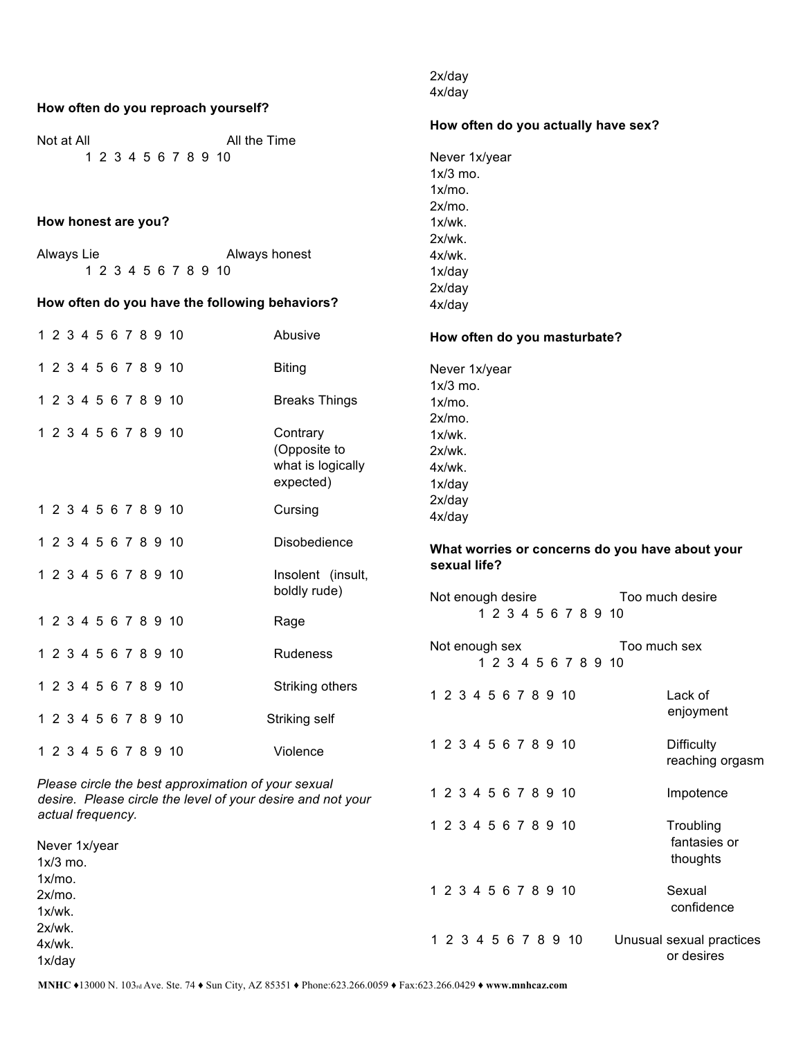**How often do you reproach yourself?**

Not at All All the Time
1 2 3 4 5 6 7 8 9 10

**How honest are you?**

Always Lie Always honest
1 2 3 4 5 6 7 8 9 10

**How often do you have the following behaviors?**

| | |
|---|---|
| 1 2 3 4 5 6 7 8 9 10 | Abusive |
| 1 2 3 4 5 6 7 8 9 10 | Biting |
| 1 2 3 4 5 6 7 8 9 10 | Breaks Things |
| 1 2 3 4 5 6 7 8 9 10 | Contrary (Opposite to what is logically expected) |
| 1 2 3 4 5 6 7 8 9 10 | Cursing |
| 1 2 3 4 5 6 7 8 9 10 | Disobedience |
| 1 2 3 4 5 6 7 8 9 10 | Insolent (insult, boldly rude) |
| 1 2 3 4 5 6 7 8 9 10 | Rage |
| 1 2 3 4 5 6 7 8 9 10 | Rudeness |
| 1 2 3 4 5 6 7 8 9 10 | Striking others |
| 1 2 3 4 5 6 7 8 9 10 | Striking self |
| 1 2 3 4 5 6 7 8 9 10 | Violence |

*Please circle the best approximation of your sexual desire. Please circle the level of your desire and not your actual frequency.*

Never 1x/year
1x/3 mo.
1x/mo.
2x/mo.
1x/wk.
2x/wk.
4x/wk.
1x/day
2x/day
4x/day

**How often do you actually have sex?**

Never 1x/year
1x/3 mo.
1x/mo.
2x/mo.
1x/wk.
2x/wk.
4x/wk.
1x/day
2x/day
4x/day

**How often do you masturbate?**

Never 1x/year
1x/3 mo.
1x/mo.
2x/mo.
1x/wk.
2x/wk.
4x/wk.
1x/day
2x/day
4x/day

**What worries or concerns do you have about your sexual life?**

Not enough desire Too much desire
1 2 3 4 5 6 7 8 9 10

Not enough sex Too much sex
1 2 3 4 5 6 7 8 9 10

| | |
|---|---|
| 1 2 3 4 5 6 7 8 9 10 | Lack of enjoyment |
| 1 2 3 4 5 6 7 8 9 10 | Difficulty reaching orgasm |
| 1 2 3 4 5 6 7 8 9 10 | Impotence |
| 1 2 3 4 5 6 7 8 9 10 | Troubling fantasies or thoughts |
| 1 2 3 4 5 6 7 8 9 10 | Sexual confidence |
| 1 2 3 4 5 6 7 8 9 10 | Unusual sexual practices or desires |